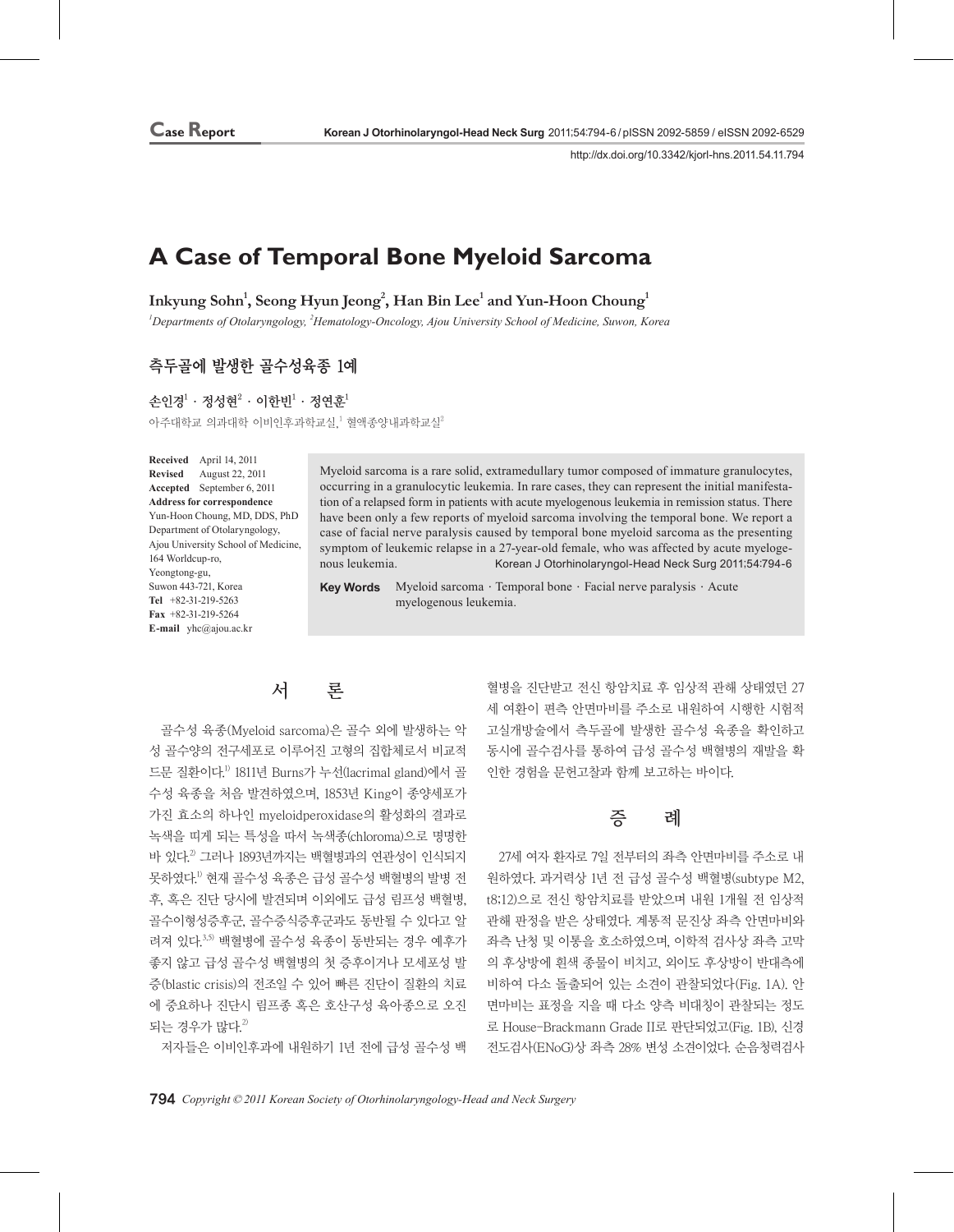Case Report

# A Case of Temporal Bone Myeloid Sarcoma

**Inkyung Sohn[1], Seong Hyun Jeong[2], Han Bin Lee[1] and Yun-Hoon Choung[1]**

*[1]Departments of Otolaryngology, [2]Hematology-Oncology, Ajou University School of Medicine, Suwon, Korea*

## 측두골에 발생한 골수성육종 1예

**손인경[1] · 정성현[2] · 이한빈[1] · 정연훈[1]**

아주대학교 의과대학 이비인후과학교실,[1] 혈액종양내과학교실[2]

**Received** April 14, 2011
**Revised** August 22, 2011
**Accepted** September 6, 2011
**Address for correspondence**
Yun-Hoon Choung, MD, DDS, PhD
Department of Otolaryngology,
Ajou University School of Medicine,
164 Worldcup-ro,
Yeongtong-gu,
Suwon 443-721, Korea
**Tel** +82-31-219-5263
**Fax** +82-31-219-5264
**E-mail** yhc@ajou.ac.kr

Myeloid sarcoma is a rare solid, extramedullary tumor composed of immature granulocytes, occurring in a granulocytic leukemia. In rare cases, they can represent the initial manifestation of a relapsed form in patients with acute myelogenous leukemia in remission status. There have been only a few reports of myeloid sarcoma involving the temporal bone. We report a case of facial nerve paralysis caused by temporal bone myeloid sarcoma as the presenting symptom of leukemic relapse in a 27-year-old female, who was affected by acute myelogenous leukemia. Korean J Otorhinolaryngol-Head Neck Surg 2011;54:794-6

**Key Words** Myeloid sarcoma · Temporal bone · Facial nerve paralysis · Acute myelogenous leukemia.

## 서 론

골수성 육종(Myeloid sarcoma)은 골수 외에 발생하는 악성 골수양의 전구세포로 이루어진 고형의 집합체로서 비교적 드문 질환이다.[1] 1811년 Burns가 누선(lacrimal gland)에서 골수성 육종을 처음 발견하였으며, 1853년 King이 종양세포가 가진 효소의 하나인 myeloidperoxidase의 활성화의 결과로 녹색을 띠게 되는 특성을 따서 녹색종(chloroma)으로 명명한 바 있다.[2] 그러나 1893년까지는 백혈병과의 연관성이 인식되지 못하였다.[1] 현재 골수성 육종은 급성 골수성 백혈병의 발병 전후, 혹은 진단 당시에 발견되며 이외에도 급성 림프성 백혈병, 골수이형성증후군, 골수증식증후군과도 동반될 수 있다고 알려져 있다.[3,5] 백혈병에 골수성 육종이 동반되는 경우 예후가 좋지 않고 급성 골수성 백혈병의 첫 증후이거나 모세포성 발증(blastic crisis)의 전조일 수 있어 빠른 진단이 질환의 치료에 중요하나 진단시 림프종 혹은 호산구성 육아종으로 오진되는 경우가 많다.[2]

저자들은 이비인후과에 내원하기 1년 전에 급성 골수성 백혈병을 진단받고 전신 항암치료 후 임상적 관해 상태였던 27세 여환이 편측 안면마비를 주소로 내원하여 시행한 시험적 고실개방술에서 측두골에 발생한 골수성 육종을 확인하고 동시에 골수검사를 통하여 급성 골수성 백혈병의 재발을 확인한 경험을 문헌고찰과 함께 보고하는 바이다.

## 증 례

27세 여자 환자로 7일 전부터의 좌측 안면마비를 주소로 내원하였다. 과거력상 1년 전 급성 골수성 백혈병(subtype M2, t8;12)으로 전신 항암치료를 받았으며 내원 1개월 전 임상적 관해 판정을 받은 상태였다. 계통적 문진상 좌측 안면마비와 좌측 난청 및 이통을 호소하였으며, 이학적 검사상 좌측 고막의 후상방에 흰색 종물이 비치고, 외이도 후상방이 반대측에 비하여 다소 돌출되어 있는 소견이 관찰되었다(Fig. 1A). 안면마비는 표정을 지을 때 다소 양측 비대칭이 관찰되는 정도로 House-Brackmann Grade II로 판단되었고(Fig. 1B), 신경전도검사(ENoG)상 좌측 28% 변성 소견이었다. 순음청력검사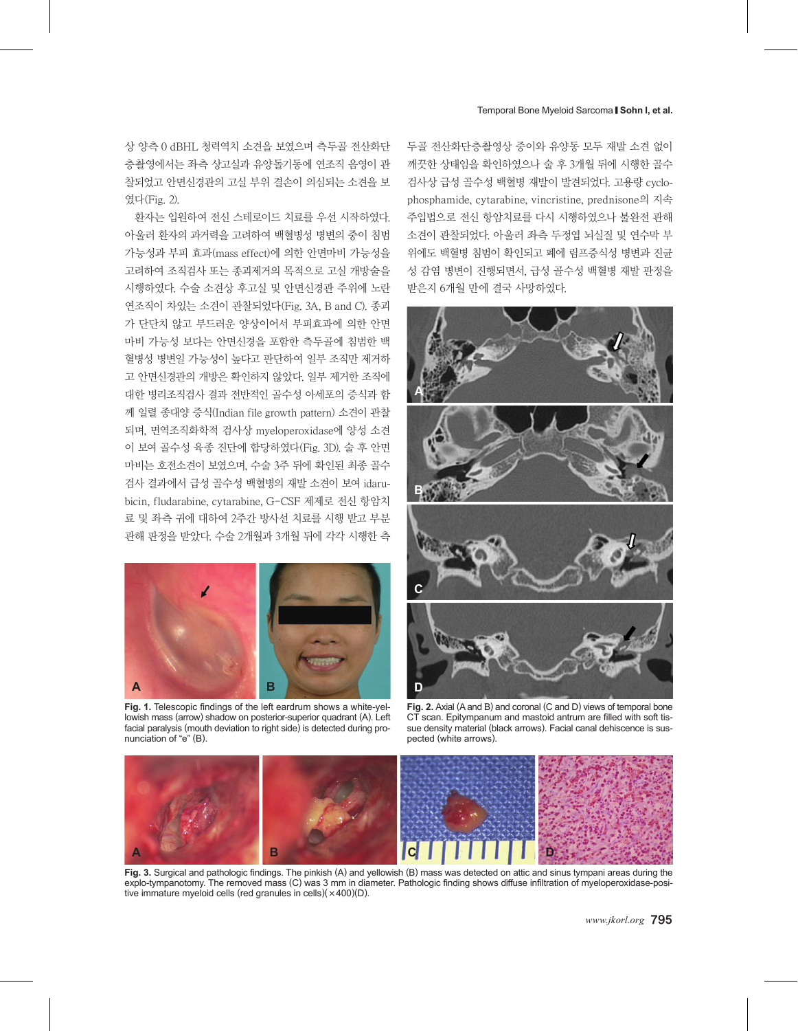상 양측 0 dBHL 청력역치 소견을 보였으며 측두골 전산화단층촬영에서는 좌측 상고실과 유양돌기동에 연조직 음영이 관찰되었고 안면신경관의 고실 부위 결손이 의심되는 소견을 보였다(Fig. 2).

환자는 입원하여 전신 스테로이드 치료를 우선 시작하였다. 아울러 환자의 과거력을 고려하여 백혈병성 병변의 중이 침범 가능성과 부피 효과(mass effect)에 의한 안면마비 가능성을 고려하여 조직검사 또는 종괴제거의 목적으로 고실 개방술을 시행하였다. 수술 소견상 후고실 및 안면신경관 주위에 노란 연조직이 차있는 소견이 관찰되었다(Fig. 3A, B and C). 종괴가 단단치 않고 부드러운 양상이어서 부피효과에 의한 안면마비 가능성 보다는 안면신경을 포함한 측두골에 침범한 백혈병성 병변일 가능성이 높다고 판단하여 일부 조직만 제거하고 안면신경관의 개방은 확인하지 않았다. 일부 제거한 조직에 대한 병리조직검사 결과 전반적인 골수성 아세포의 증식과 함께 일렬 종대양 증식(Indian file growth pattern) 소견이 관찰되며, 면역조직화학적 검사상 myeloperoxidase에 양성 소견이 보여 골수성 육종 진단에 합당하였다(Fig. 3D). 술 후 안면마비는 호전소견이 보였으며, 수술 3주 뒤에 확인된 최종 골수검사 결과에서 급성 골수성 백혈병의 재발 소견이 보여 idarubicin, fludarabine, cytarabine, G-CSF 제제로 전신 항암치료 및 좌측 귀에 대하여 2주간 방사선 치료를 시행 받고 부분관해 판정을 받았다. 수술 2개월과 3개월 뒤에 각각 시행한 측두골 전산화단층촬영상 중이와 유양동 모두 재발 소견 없이 깨끗한 상태임을 확인하였으나 술 후 3개월 뒤에 시행한 골수검사상 급성 골수성 백혈병 재발이 발견되었다. 고용량 cyclophosphamide, cytarabine, vincristine, prednisone의 지속 주입법으로 전신 항암치료를 다시 시행하였으나 불완전 관해 소견이 관찰되었다. 아울러 좌측 두정엽 뇌실질 및 연수막 부위에도 백혈병 침범이 확인되고 폐에 림프증식성 병변과 진균성 감염 병변이 진행되면서, 급성 골수성 백혈병 재발 판정을 받은지 6개월 만에 결국 사망하였다.

Fig. 1. Telescopic findings of the left eardrum shows a white-yellowish mass (arrow) shadow on posterior-superior quadrant (A). Left facial paralysis (mouth deviation to right side) is detected during pronunciation of "e" (B).

Fig. 2. Axial (A and B) and coronal (C and D) views of temporal bone CT scan. Epitympanum and mastoid antrum are filled with soft tissue density material (black arrows). Facial canal dehiscence is suspected (white arrows).

Fig. 3. Surgical and pathologic findings. The pinkish (A) and yellowish (B) mass was detected on attic and sinus tympani areas during the explo-tympanotomy. The removed mass (C) was 3 mm in diameter. Pathologic finding shows diffuse infiltration of myeloperoxidase-positive immature myeloid cells (red granules in cells)(×400)(D).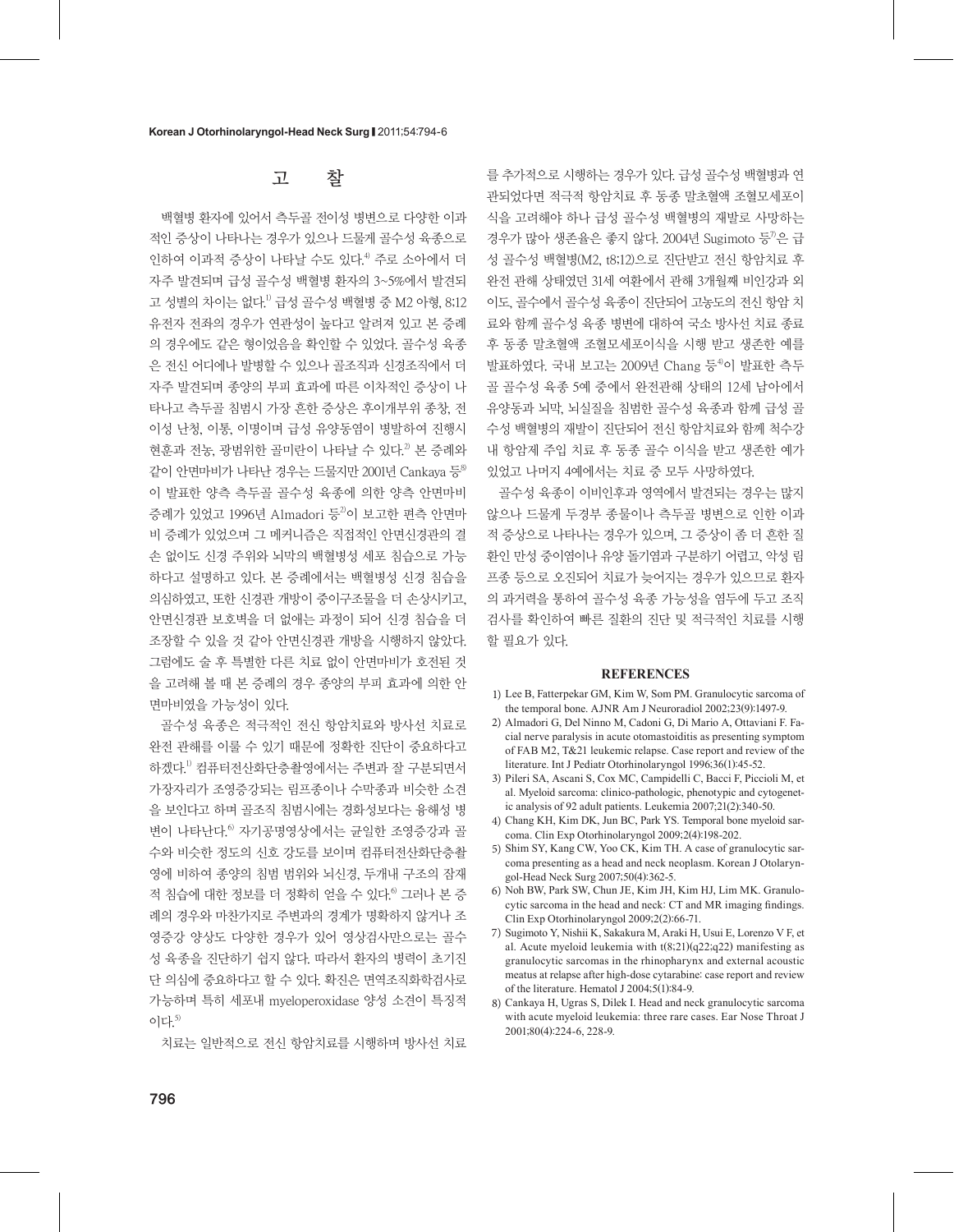## 고 찰

백혈병 환자에 있어서 측두골 전이성 병변으로 다양한 이과적인 증상이 나타나는 경우가 있으나 드물게 골수성 육종으로 인하여 이과적 증상이 나타날 수도 있다.[4] 주로 소아에서 더 자주 발견되며 급성 골수성 백혈병 환자의 3~5%에서 발견되고 성별의 차이는 없다.[1] 급성 골수성 백혈병 중 M2 아형, 8;12 유전자 전좌의 경우가 연관성이 높다고 알려져 있고 본 증례의 경우에도 같은 형이었음을 확인할 수 있었다. 골수성 육종은 전신 어디에나 발병할 수 있으나 골조직과 신경조직에서 더 자주 발견되며 종양의 부피 효과에 따른 이차적인 증상이 나타나고 측두골 침범시 가장 흔한 증상은 후이개부위 종창, 전이성 난청, 이통, 이명이며 급성 유양동염이 병발하여 진행시 현훈과 전농, 광범위한 골미란이 나타날 수 있다.[2] 본 증례와 같이 안면마비가 나타난 경우는 드물지만 2001년 Cankaya 등[8]이 발표한 양측 측두골 골수성 육종에 의한 양측 안면마비 증례가 있었고 1996년 Almadori 등[2]이 보고한 편측 안면마비 증례가 있었으며 그 메커니즘은 직접적인 안면신경관의 결손 없이도 신경 주위와 뇌막의 백혈병성 세포 침습으로 가능하다고 설명하고 있다. 본 증례에서는 백혈병성 신경 침습을 의심하였고, 또한 신경관 개방이 중이구조물을 더 손상시키고, 안면신경관 보호벽을 더 없애는 과정이 되어 신경 침습을 더 조장할 수 있을 것 같아 안면신경관 개방을 시행하지 않았다. 그럼에도 술 후 특별한 다른 치료 없이 안면마비가 호전된 것을 고려해 볼 때 본 증례의 경우 종양의 부피 효과에 의한 안면마비였을 가능성이 있다.

골수성 육종은 적극적인 전신 항암치료와 방사선 치료로 완전 관해를 이룰 수 있기 때문에 정확한 진단이 중요하다고 하겠다.[1] 컴퓨터전산화단층촬영에서는 주변과 잘 구분되면서 가장자리가 조영증강되는 림프종이나 수막종과 비슷한 소견을 보인다고 하며 골조직 침범시에는 경화성보다는 융해성 병변이 나타난다.[6] 자기공명영상에서는 균일한 조영증강과 골수와 비슷한 정도의 신호 강도를 보이며 컴퓨터전산화단층촬영에 비하여 종양의 침범 범위와 뇌신경, 두개내 구조의 잠재적 침습에 대한 정보를 더 정확히 얻을 수 있다.[6] 그러나 본 증례의 경우와 마찬가지로 주변과의 경계가 명확하지 않거나 조영증강 양상도 다양한 경우가 있어 영상검사만으로는 골수성 육종을 진단하기 쉽지 않다. 따라서 환자의 병력이 초기진단 의심에 중요하다고 할 수 있다. 확진은 면역조직화학검사로 가능하며 특히 세포내 myeloperoxidase 양성 소견이 특징적이다.[5]

치료는 일반적으로 전신 항암치료를 시행하며 방사선 치료를 추가적으로 시행하는 경우가 있다. 급성 골수성 백혈병과 연관되었다면 적극적 항암치료 후 동종 말초혈액 조혈모세포이식을 고려해야 하나 급성 골수성 백혈병의 재발로 사망하는 경우가 많아 생존율은 좋지 않다. 2004년 Sugimoto 등[7]은 급성 골수성 백혈병(M2, t8;12)으로 진단받고 전신 항암치료 후 완전 관해 상태였던 31세 여환에서 관해 3개월째 비인강과 외이도, 골수에서 골수성 육종이 진단되어 고농도의 전신 항암 치료와 함께 골수성 육종 병변에 대하여 국소 방사선 치료 종료 후 동종 말초혈액 조혈모세포이식을 시행 받고 생존한 예를 발표하였다. 국내 보고는 2009년 Chang 등[4]이 발표한 측두골 골수성 육종 5예 중에서 완전관해 상태의 12세 남아에서 유양동과 뇌막, 뇌실질을 침범한 골수성 육종과 함께 급성 골수성 백혈병의 재발이 진단되어 전신 항암치료와 함께 척수강 내 항암제 주입 치료 후 동종 골수 이식을 받고 생존한 예가 있었고 나머지 4예에서는 치료 중 모두 사망하였다.

골수성 육종이 이비인후과 영역에서 발견되는 경우는 많지 않으나 드물게 두경부 종물이나 측두골 병변으로 인한 이과적 증상으로 나타나는 경우가 있으며, 그 증상이 좀 더 흔한 질환인 만성 중이염이나 유양 돌기염과 구분하기 어렵고, 악성 림프종 등으로 오진되어 치료가 늦어지는 경우가 있으므로 환자의 과거력을 통하여 골수성 육종 가능성을 염두에 두고 조직검사를 확인하여 빠른 질환의 진단 및 적극적인 치료를 시행할 필요가 있다.

## REFERENCES

1) Lee B, Fatterpekar GM, Kim W, Som PM. Granulocytic sarcoma of the temporal bone. AJNR Am J Neuroradiol 2002;23(9):1497-9.
2) Almadori G, Del Ninno M, Cadoni G, Di Mario A, Ottaviani F. Facial nerve paralysis in acute otomastoiditis as presenting symptom of FAB M2, T&21 leukemic relapse. Case report and review of the literature. Int J Pediatr Otorhinolaryngol 1996;36(1):45-52.
3) Pileri SA, Ascani S, Cox MC, Campidelli C, Bacci F, Piccioli M, et al. Myeloid sarcoma: clinico-pathologic, phenotypic and cytogenetic analysis of 92 adult patients. Leukemia 2007;21(2):340-50.
4) Chang KH, Kim DK, Jun BC, Park YS. Temporal bone myeloid sarcoma. Clin Exp Otorhinolaryngol 2009;2(4):198-202.
5) Shim SY, Kang CW, Yoo CK, Kim TH. A case of granulocytic sarcoma presenting as a head and neck neoplasm. Korean J Otolaryngol-Head Neck Surg 2007;50(4):362-5.
6) Noh BW, Park SW, Chun JE, Kim JH, Kim HJ, Lim MK. Granulocytic sarcoma in the head and neck: CT and MR imaging findings. Clin Exp Otorhinolaryngol 2009;2(2):66-71.
7) Sugimoto Y, Nishii K, Sakakura M, Araki H, Usui E, Lorenzo V F, et al. Acute myeloid leukemia with t(8;21)(q22;q22) manifesting as granulocytic sarcomas in the rhinopharynx and external acoustic meatus at relapse after high-dose cytarabine: case report and review of the literature. Hematol J 2004;5(1):84-9.
8) Cankaya H, Ugras S, Dilek I. Head and neck granulocytic sarcoma with acute myeloid leukemia: three rare cases. Ear Nose Throat J 2001;80(4):224-6, 228-9.